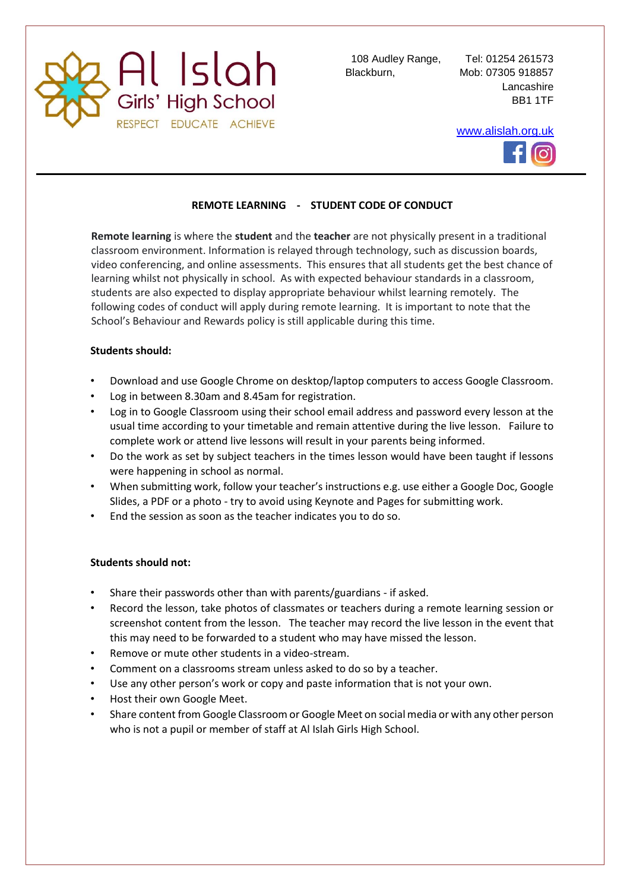Al Islah
Girls' High School
RESPECT EDUCATE ACHIEVE

108 Audley Range,
Blackburn,
Lancashire
BB1 1TF

Tel: 01254 261573
Mob: 07305 918857

www.alislah.org.uk

## REMOTE LEARNING - STUDENT CODE OF CONDUCT

**Remote learning** is where the **student** and the **teacher** are not physically present in a traditional classroom environment. Information is relayed through technology, such as discussion boards, video conferencing, and online assessments. This ensures that all students get the best chance of learning whilst not physically in school. As with expected behaviour standards in a classroom, students are also expected to display appropriate behaviour whilst learning remotely. The following codes of conduct will apply during remote learning. It is important to note that the School's Behaviour and Rewards policy is still applicable during this time.

**Students should:**

- Download and use Google Chrome on desktop/laptop computers to access Google Classroom.
- Log in between 8.30am and 8.45am for registration.
- Log in to Google Classroom using their school email address and password every lesson at the usual time according to your timetable and remain attentive during the live lesson. Failure to complete work or attend live lessons will result in your parents being informed.
- Do the work as set by subject teachers in the times lesson would have been taught if lessons were happening in school as normal.
- When submitting work, follow your teacher's instructions e.g. use either a Google Doc, Google Slides, a PDF or a photo - try to avoid using Keynote and Pages for submitting work.
- End the session as soon as the teacher indicates you to do so.

**Students should not:**

- Share their passwords other than with parents/guardians - if asked.
- Record the lesson, take photos of classmates or teachers during a remote learning session or screenshot content from the lesson. The teacher may record the live lesson in the event that this may need to be forwarded to a student who may have missed the lesson.
- Remove or mute other students in a video-stream.
- Comment on a classrooms stream unless asked to do so by a teacher.
- Use any other person's work or copy and paste information that is not your own.
- Host their own Google Meet.
- Share content from Google Classroom or Google Meet on social media or with any other person who is not a pupil or member of staff at Al Islah Girls High School.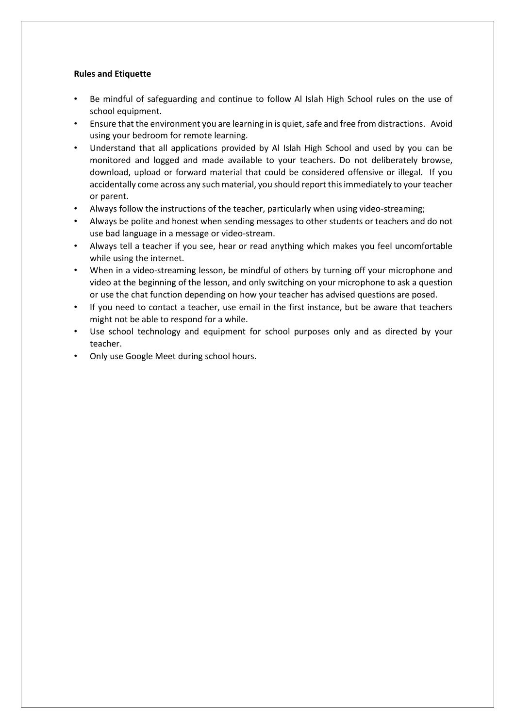**Rules and Etiquette**

- Be mindful of safeguarding and continue to follow Al Islah High School rules on the use of school equipment.
- Ensure that the environment you are learning in is quiet, safe and free from distractions. Avoid using your bedroom for remote learning.
- Understand that all applications provided by Al Islah High School and used by you can be monitored and logged and made available to your teachers. Do not deliberately browse, download, upload or forward material that could be considered offensive or illegal. If you accidentally come across any such material, you should report this immediately to your teacher or parent.
- Always follow the instructions of the teacher, particularly when using video-streaming;
- Always be polite and honest when sending messages to other students or teachers and do not use bad language in a message or video-stream.
- Always tell a teacher if you see, hear or read anything which makes you feel uncomfortable while using the internet.
- When in a video-streaming lesson, be mindful of others by turning off your microphone and video at the beginning of the lesson, and only switching on your microphone to ask a question or use the chat function depending on how your teacher has advised questions are posed.
- If you need to contact a teacher, use email in the first instance, but be aware that teachers might not be able to respond for a while.
- Use school technology and equipment for school purposes only and as directed by your teacher.
- Only use Google Meet during school hours.